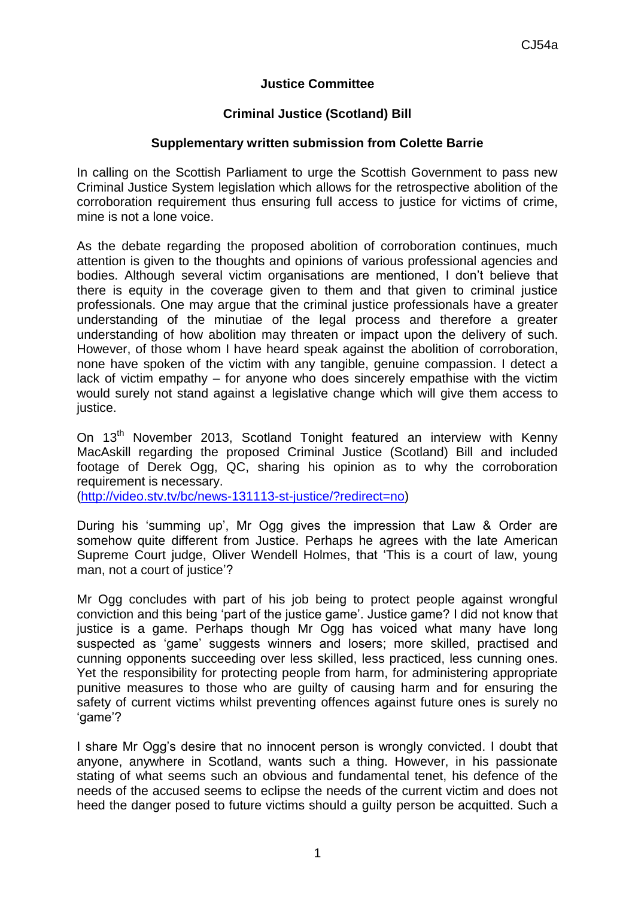CJ54a

**Justice Committee**

**Criminal Justice (Scotland) Bill**

**Supplementary written submission from Colette Barrie**

In calling on the Scottish Parliament to urge the Scottish Government to pass new Criminal Justice System legislation which allows for the retrospective abolition of the corroboration requirement thus ensuring full access to justice for victims of crime, mine is not a lone voice.

As the debate regarding the proposed abolition of corroboration continues, much attention is given to the thoughts and opinions of various professional agencies and bodies. Although several victim organisations are mentioned, I don't believe that there is equity in the coverage given to them and that given to criminal justice professionals. One may argue that the criminal justice professionals have a greater understanding of the minutiae of the legal process and therefore a greater understanding of how abolition may threaten or impact upon the delivery of such. However, of those whom I have heard speak against the abolition of corroboration, none have spoken of the victim with any tangible, genuine compassion. I detect a lack of victim empathy – for anyone who does sincerely empathise with the victim would surely not stand against a legislative change which will give them access to justice.

On 13th November 2013, Scotland Tonight featured an interview with Kenny MacAskill regarding the proposed Criminal Justice (Scotland) Bill and included footage of Derek Ogg, QC, sharing his opinion as to why the corroboration requirement is necessary.
(http://video.stv.tv/bc/news-131113-st-justice/?redirect=no)

During his 'summing up', Mr Ogg gives the impression that Law & Order are somehow quite different from Justice. Perhaps he agrees with the late American Supreme Court judge, Oliver Wendell Holmes, that 'This is a court of law, young man, not a court of justice'?

Mr Ogg concludes with part of his job being to protect people against wrongful conviction and this being 'part of the justice game'. Justice game? I did not know that justice is a game. Perhaps though Mr Ogg has voiced what many have long suspected as 'game' suggests winners and losers; more skilled, practised and cunning opponents succeeding over less skilled, less practiced, less cunning ones. Yet the responsibility for protecting people from harm, for administering appropriate punitive measures to those who are guilty of causing harm and for ensuring the safety of current victims whilst preventing offences against future ones is surely no 'game'?

I share Mr Ogg's desire that no innocent person is wrongly convicted. I doubt that anyone, anywhere in Scotland, wants such a thing. However, in his passionate stating of what seems such an obvious and fundamental tenet, his defence of the needs of the accused seems to eclipse the needs of the current victim and does not heed the danger posed to future victims should a guilty person be acquitted. Such a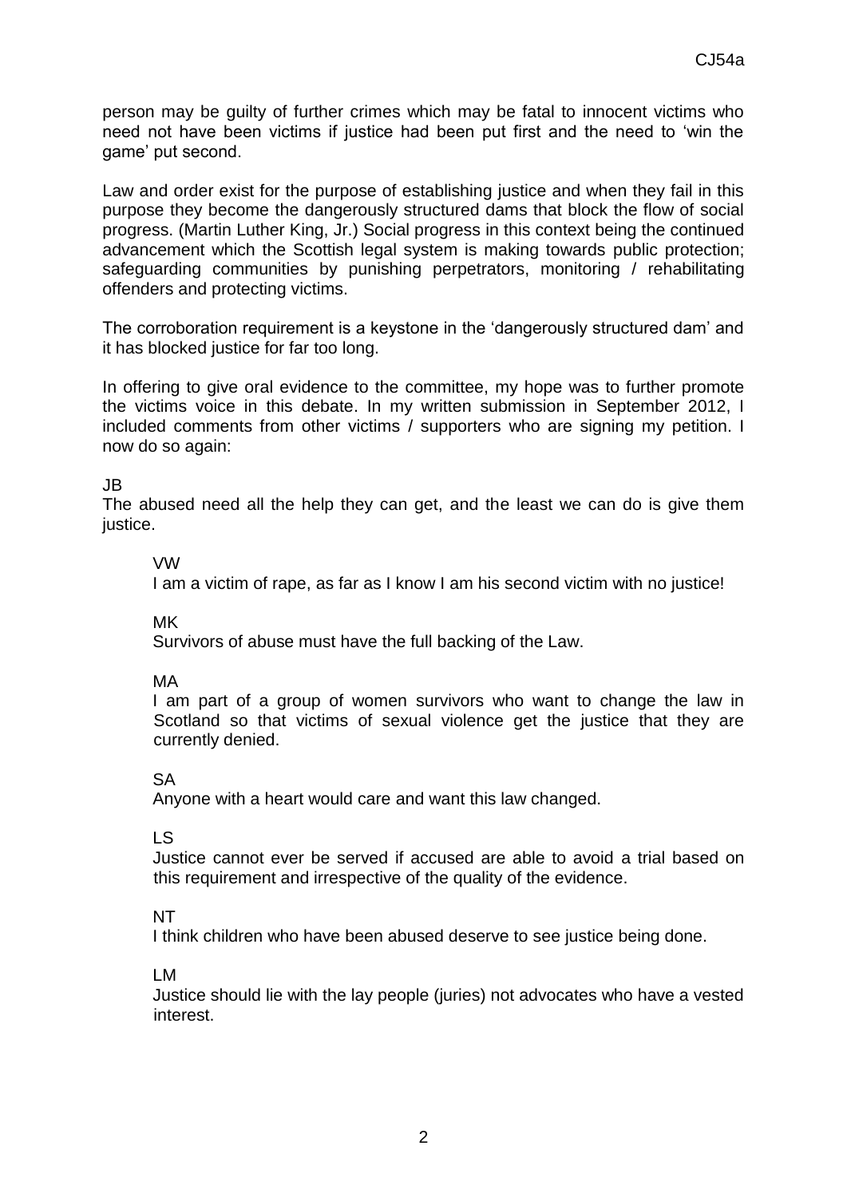person may be guilty of further crimes which may be fatal to innocent victims who need not have been victims if justice had been put first and the need to 'win the game' put second.

Law and order exist for the purpose of establishing justice and when they fail in this purpose they become the dangerously structured dams that block the flow of social progress. (Martin Luther King, Jr.) Social progress in this context being the continued advancement which the Scottish legal system is making towards public protection; safeguarding communities by punishing perpetrators, monitoring / rehabilitating offenders and protecting victims.

The corroboration requirement is a keystone in the 'dangerously structured dam' and it has blocked justice for far too long.

In offering to give oral evidence to the committee, my hope was to further promote the victims voice in this debate. In my written submission in September 2012, I included comments from other victims / supporters who are signing my petition. I now do so again:

JB
The abused need all the help they can get, and the least we can do is give them justice.

> VW
> I am a victim of rape, as far as I know I am his second victim with no justice!
>
> MK
> Survivors of abuse must have the full backing of the Law.
>
> MA
> I am part of a group of women survivors who want to change the law in Scotland so that victims of sexual violence get the justice that they are currently denied.
>
> SA
> Anyone with a heart would care and want this law changed.
>
> LS
> Justice cannot ever be served if accused are able to avoid a trial based on this requirement and irrespective of the quality of the evidence.
>
> NT
> I think children who have been abused deserve to see justice being done.
>
> LM
> Justice should lie with the lay people (juries) not advocates who have a vested interest.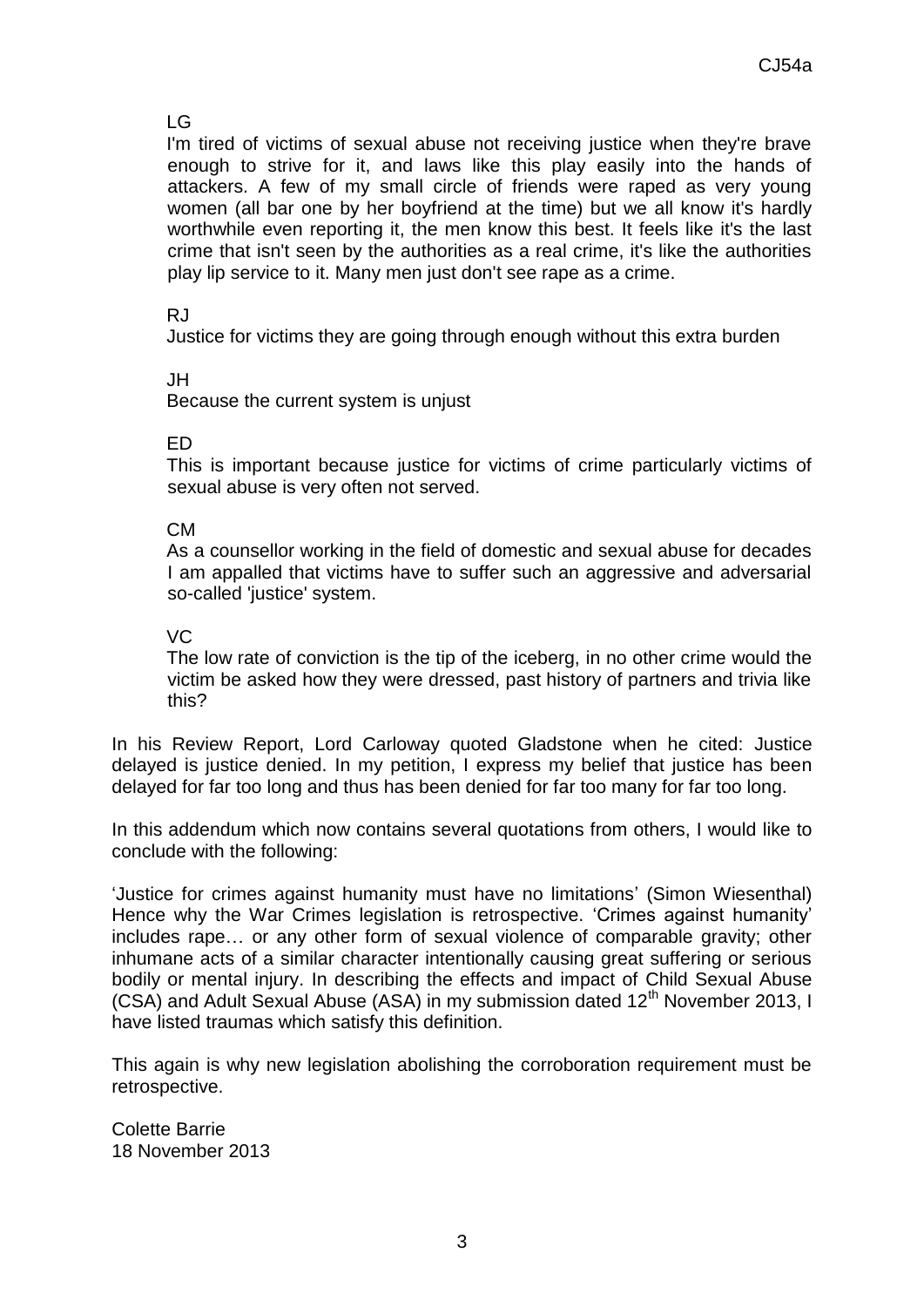LG

I'm tired of victims of sexual abuse not receiving justice when they're brave enough to strive for it, and laws like this play easily into the hands of attackers. A few of my small circle of friends were raped as very young women (all bar one by her boyfriend at the time) but we all know it's hardly worthwhile even reporting it, the men know this best. It feels like it's the last crime that isn't seen by the authorities as a real crime, it's like the authorities play lip service to it. Many men just don't see rape as a crime.

RJ

Justice for victims they are going through enough without this extra burden

JH

Because the current system is unjust

ED

This is important because justice for victims of crime particularly victims of sexual abuse is very often not served.

CM

As a counsellor working in the field of domestic and sexual abuse for decades I am appalled that victims have to suffer such an aggressive and adversarial so-called 'justice' system.

VC

The low rate of conviction is the tip of the iceberg, in no other crime would the victim be asked how they were dressed, past history of partners and trivia like this?

In his Review Report, Lord Carloway quoted Gladstone when he cited: Justice delayed is justice denied. In my petition, I express my belief that justice has been delayed for far too long and thus has been denied for far too many for far too long.

In this addendum which now contains several quotations from others, I would like to conclude with the following:

'Justice for crimes against humanity must have no limitations' (Simon Wiesenthal) Hence why the War Crimes legislation is retrospective. 'Crimes against humanity' includes rape… or any other form of sexual violence of comparable gravity; other inhumane acts of a similar character intentionally causing great suffering or serious bodily or mental injury. In describing the effects and impact of Child Sexual Abuse (CSA) and Adult Sexual Abuse (ASA) in my submission dated 12th November 2013, I have listed traumas which satisfy this definition.

This again is why new legislation abolishing the corroboration requirement must be retrospective.

Colette Barrie
18 November 2013